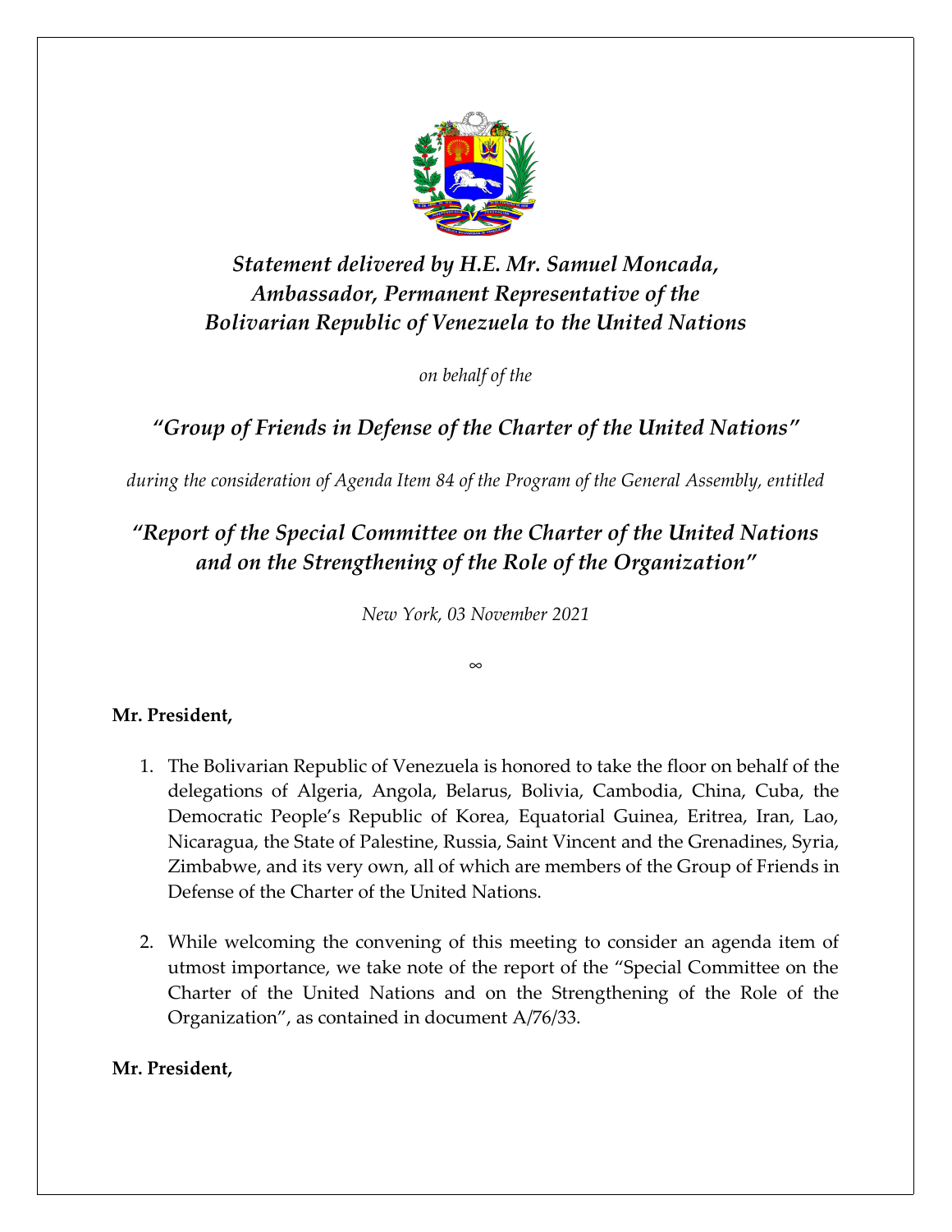***Statement delivered by H.E. Mr. Samuel Moncada, Ambassador, Permanent Representative of the Bolivarian Republic of Venezuela to the United Nations***

*on behalf of the*

***"Group of Friends in Defense of the Charter of the United Nations"***

*during the consideration of Agenda Item 84 of the Program of the General Assembly, entitled*

***"Report of the Special Committee on the Charter of the United Nations and on the Strengthening of the Role of the Organization"***

*New York, 03 November 2021*

∞

**Mr. President,**

1. The Bolivarian Republic of Venezuela is honored to take the floor on behalf of the delegations of Algeria, Angola, Belarus, Bolivia, Cambodia, China, Cuba, the Democratic People's Republic of Korea, Equatorial Guinea, Eritrea, Iran, Lao, Nicaragua, the State of Palestine, Russia, Saint Vincent and the Grenadines, Syria, Zimbabwe, and its very own, all of which are members of the Group of Friends in Defense of the Charter of the United Nations.

2. While welcoming the convening of this meeting to consider an agenda item of utmost importance, we take note of the report of the "Special Committee on the Charter of the United Nations and on the Strengthening of the Role of the Organization", as contained in document A/76/33.

**Mr. President,**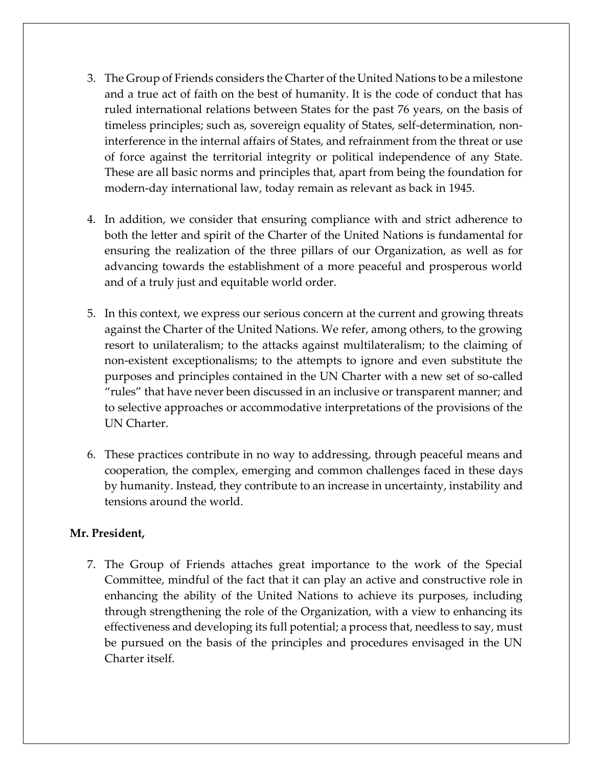3. The Group of Friends considers the Charter of the United Nations to be a milestone and a true act of faith on the best of humanity. It is the code of conduct that has ruled international relations between States for the past 76 years, on the basis of timeless principles; such as, sovereign equality of States, self-determination, non-interference in the internal affairs of States, and refrainment from the threat or use of force against the territorial integrity or political independence of any State. These are all basic norms and principles that, apart from being the foundation for modern-day international law, today remain as relevant as back in 1945.

4. In addition, we consider that ensuring compliance with and strict adherence to both the letter and spirit of the Charter of the United Nations is fundamental for ensuring the realization of the three pillars of our Organization, as well as for advancing towards the establishment of a more peaceful and prosperous world and of a truly just and equitable world order.

5. In this context, we express our serious concern at the current and growing threats against the Charter of the United Nations. We refer, among others, to the growing resort to unilateralism; to the attacks against multilateralism; to the claiming of non-existent exceptionalisms; to the attempts to ignore and even substitute the purposes and principles contained in the UN Charter with a new set of so-called "rules" that have never been discussed in an inclusive or transparent manner; and to selective approaches or accommodative interpretations of the provisions of the UN Charter.

6. These practices contribute in no way to addressing, through peaceful means and cooperation, the complex, emerging and common challenges faced in these days by humanity. Instead, they contribute to an increase in uncertainty, instability and tensions around the world.

**Mr. President,**

7. The Group of Friends attaches great importance to the work of the Special Committee, mindful of the fact that it can play an active and constructive role in enhancing the ability of the United Nations to achieve its purposes, including through strengthening the role of the Organization, with a view to enhancing its effectiveness and developing its full potential; a process that, needless to say, must be pursued on the basis of the principles and procedures envisaged in the UN Charter itself.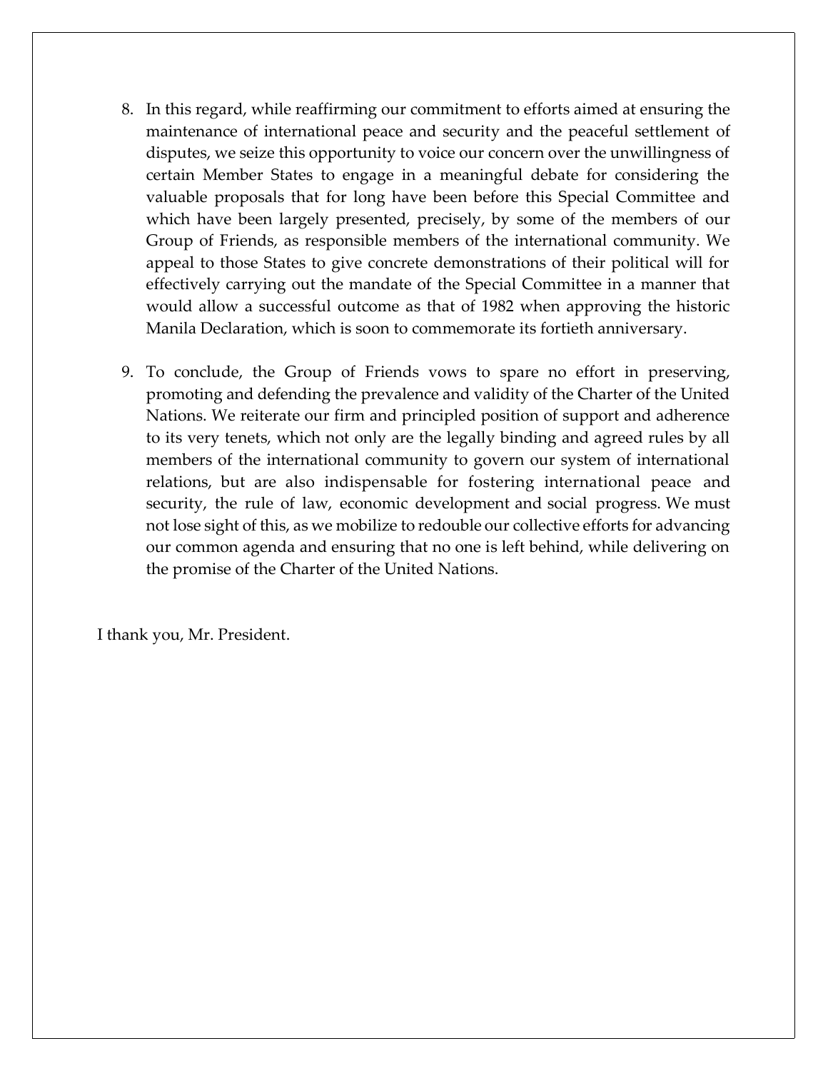8. In this regard, while reaffirming our commitment to efforts aimed at ensuring the maintenance of international peace and security and the peaceful settlement of disputes, we seize this opportunity to voice our concern over the unwillingness of certain Member States to engage in a meaningful debate for considering the valuable proposals that for long have been before this Special Committee and which have been largely presented, precisely, by some of the members of our Group of Friends, as responsible members of the international community. We appeal to those States to give concrete demonstrations of their political will for effectively carrying out the mandate of the Special Committee in a manner that would allow a successful outcome as that of 1982 when approving the historic Manila Declaration, which is soon to commemorate its fortieth anniversary.

9. To conclude, the Group of Friends vows to spare no effort in preserving, promoting and defending the prevalence and validity of the Charter of the United Nations. We reiterate our firm and principled position of support and adherence to its very tenets, which not only are the legally binding and agreed rules by all members of the international community to govern our system of international relations, but are also indispensable for fostering international peace and security, the rule of law, economic development and social progress. We must not lose sight of this, as we mobilize to redouble our collective efforts for advancing our common agenda and ensuring that no one is left behind, while delivering on the promise of the Charter of the United Nations.

I thank you, Mr. President.